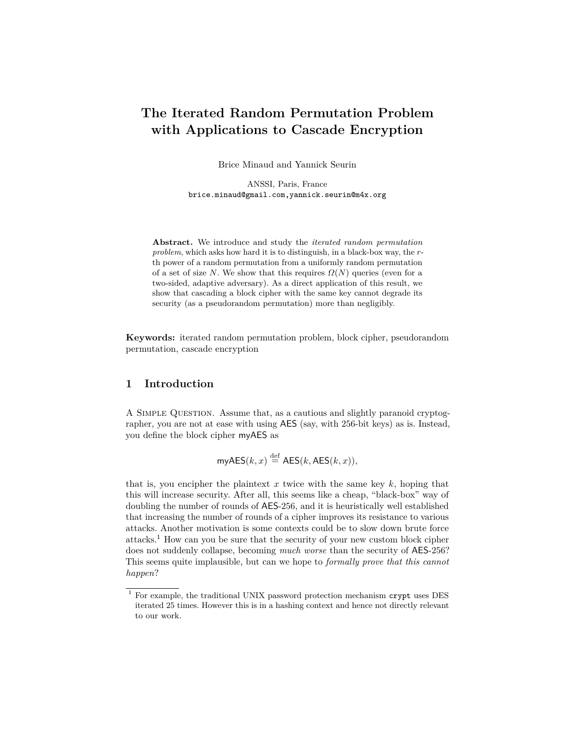# The Iterated Random Permutation Problem with Applications to Cascade Encryption

Brice Minaud and Yannick Seurin

ANSSI, Paris, France
brice.minaud@gmail.com,yannick.seurin@m4x.org

**Abstract.** We introduce and study the *iterated random permutation problem*, which asks how hard it is to distinguish, in a black-box way, the $r$-th power of a random permutation from a uniformly random permutation of a set of size $N$. We show that this requires $\Omega(N)$ queries (even for a two-sided, adaptive adversary). As a direct application of this result, we show that cascading a block cipher with the same key cannot degrade its security (as a pseudorandom permutation) more than negligibly.

**Keywords:** iterated random permutation problem, block cipher, pseudorandom permutation, cascade encryption

## 1 Introduction

A Simple Question. Assume that, as a cautious and slightly paranoid cryptographer, you are not at ease with using AES (say, with 256-bit keys) as is. Instead, you define the block cipher myAES as

$$\mathsf{myAES}(k, x) \stackrel{\text{def}}{=} \mathsf{AES}(k, \mathsf{AES}(k, x)),$$

that is, you encipher the plaintext $x$ twice with the same key $k$, hoping that this will increase security. After all, this seems like a cheap, "black-box" way of doubling the number of rounds of AES-256, and it is heuristically well established that increasing the number of rounds of a cipher improves its resistance to various attacks. Another motivation is some contexts could be to slow down brute force attacks.[1] How can you be sure that the security of your new custom block cipher does not suddenly collapse, becoming *much worse* than the security of AES-256? This seems quite implausible, but can we hope to *formally prove that this cannot happen*?

[1] For example, the traditional UNIX password protection mechanism `crypt` uses DES iterated 25 times. However this is in a hashing context and hence not directly relevant to our work.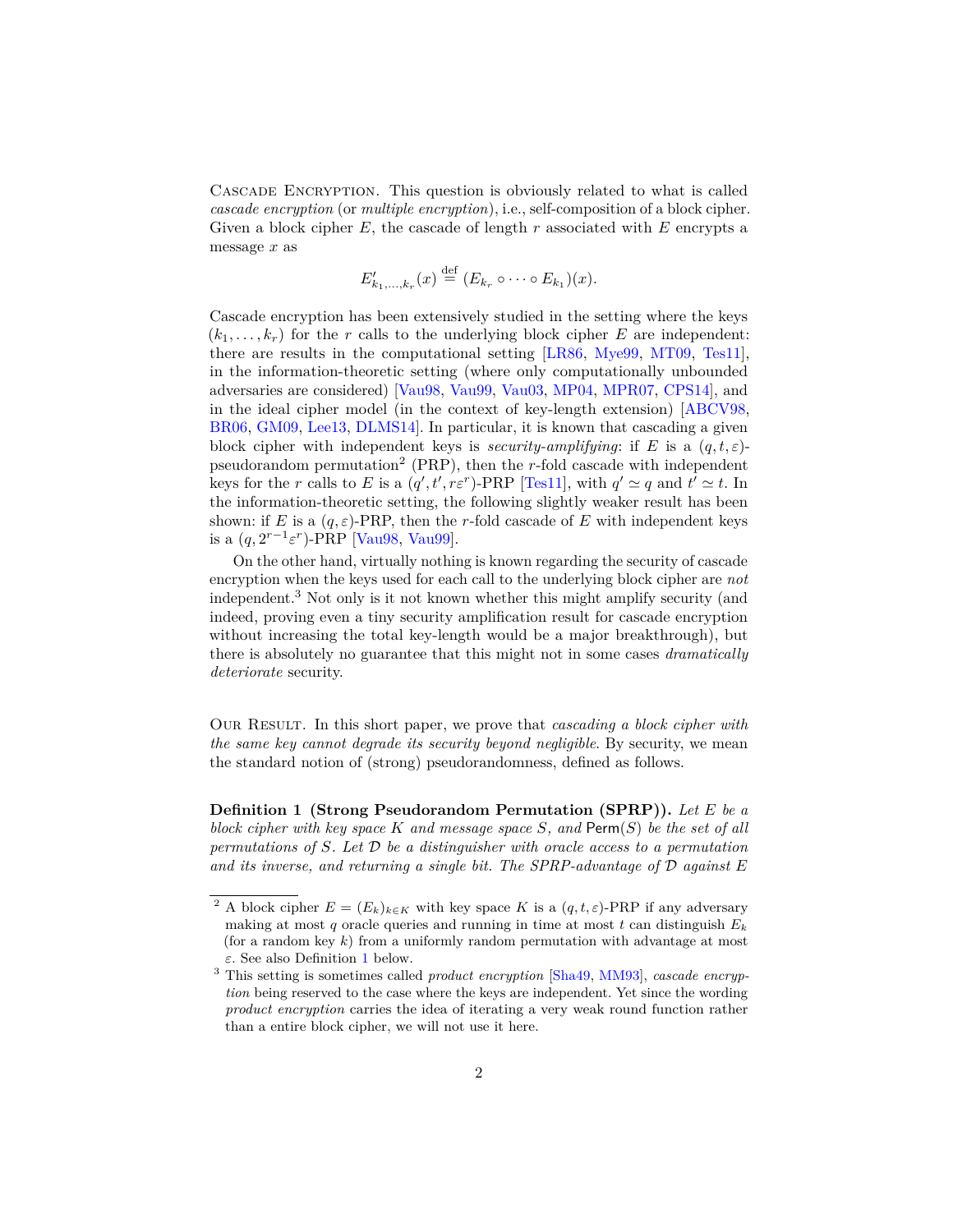Cascade Encryption. This question is obviously related to what is called *cascade encryption* (or *multiple encryption*), i.e., self-composition of a block cipher. Given a block cipher $E$, the cascade of length $r$ associated with $E$ encrypts a message $x$ as

$$E'_{k_1,\ldots,k_r}(x) \stackrel{\text{def}}{=} (E_{k_r} \circ \cdots \circ E_{k_1})(x).$$

Cascade encryption has been extensively studied in the setting where the keys $(k_1,\ldots,k_r)$ for the $r$ calls to the underlying block cipher $E$ are independent: there are results in the computational setting [LR86, Mye99, MT09, Tes11], in the information-theoretic setting (where only computationally unbounded adversaries are considered) [Vau98, Vau99, Vau03, MP04, MPR07, CPS14], and in the ideal cipher model (in the context of key-length extension) [ABCV98, BR06, GM09, Lee13, DLMS14]. In particular, it is known that cascading a given block cipher with independent keys is *security-amplifying*: if $E$ is a $(q,t,\varepsilon)$-pseudorandom permutation[2] (PRP), then the $r$-fold cascade with independent keys for the $r$ calls to $E$ is a $(q',t',r\varepsilon^r)$-PRP [Tes11], with $q' \simeq q$ and $t' \simeq t$. In the information-theoretic setting, the following slightly weaker result has been shown: if $E$ is a $(q,\varepsilon)$-PRP, then the $r$-fold cascade of $E$ with independent keys is a $(q, 2^{r-1}\varepsilon^r)$-PRP [Vau98, Vau99].

On the other hand, virtually nothing is known regarding the security of cascade encryption when the keys used for each call to the underlying block cipher are *not* independent.[3] Not only is it not known whether this might amplify security (and indeed, proving even a tiny security amplification result for cascade encryption without increasing the total key-length would be a major breakthrough), but there is absolutely no guarantee that this might not in some cases *dramatically deteriorate* security.

Our Result. In this short paper, we prove that *cascading a block cipher with the same key cannot degrade its security beyond negligible*. By security, we mean the standard notion of (strong) pseudorandomness, defined as follows.

**Definition 1 (Strong Pseudorandom Permutation (SPRP)).** *Let $E$ be a block cipher with key space $K$ and message space $S$, and $\mathsf{Perm}(S)$ be the set of all permutations of $S$. Let $\mathcal{D}$ be a distinguisher with oracle access to a permutation and its inverse, and returning a single bit. The SPRP-advantage of $\mathcal{D}$ against $E$*

---

[2] A block cipher $E = (E_k)_{k\in K}$ with key space $K$ is a $(q,t,\varepsilon)$-PRP if any adversary making at most $q$ oracle queries and running in time at most $t$ can distinguish $E_k$ (for a random key $k$) from a uniformly random permutation with advantage at most $\varepsilon$. See also Definition 1 below.

[3] This setting is sometimes called *product encryption* [Sha49, MM93], *cascade encryption* being reserved to the case where the keys are independent. Yet since the wording *product encryption* carries the idea of iterating a very weak round function rather than a entire block cipher, we will not use it here.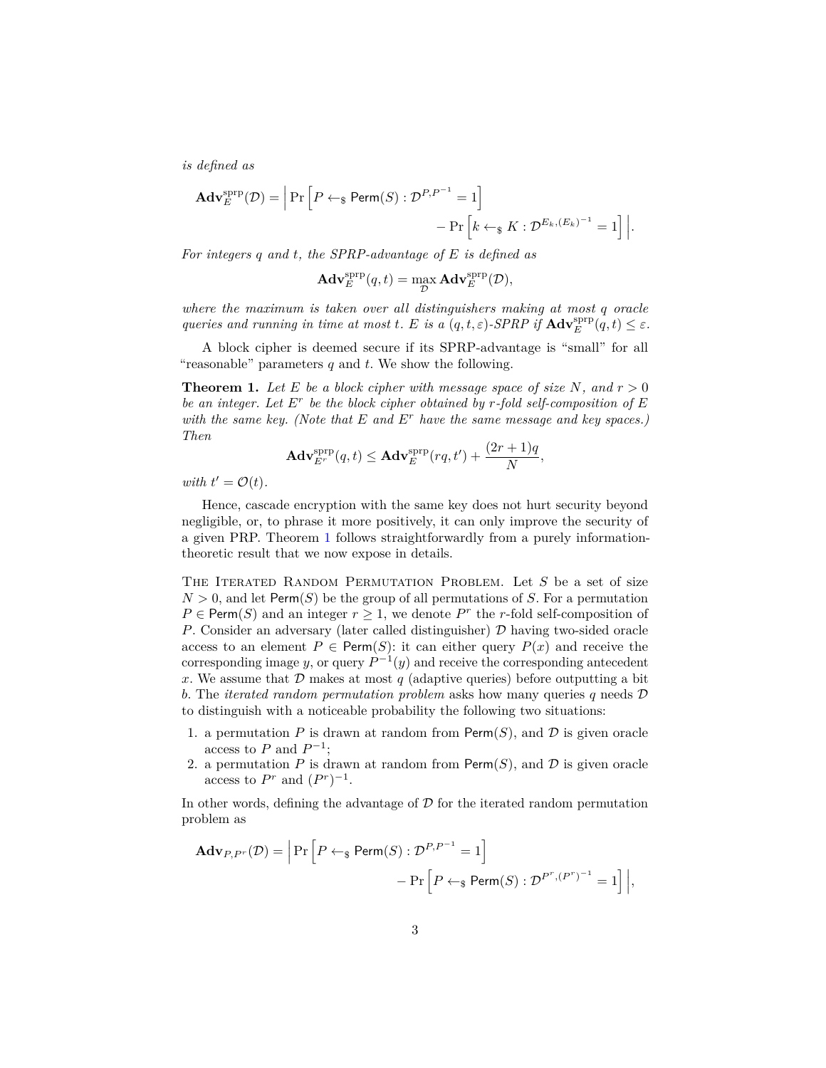*is defined as*

$$\mathbf{Adv}_E^{\mathrm{sprp}}(\mathcal{D}) = \Big| \Pr\Big[P \leftarrow_\$ \mathsf{Perm}(S) : \mathcal{D}^{P,P^{-1}} = 1\Big] - \Pr\Big[k \leftarrow_\$ K : \mathcal{D}^{E_k,(E_k)^{-1}} = 1\Big] \Big|.$$

*For integers $q$ and $t$, the SPRP-advantage of $E$ is defined as*

$$\mathbf{Adv}_E^{\mathrm{sprp}}(q,t) = \max_{\mathcal{D}} \mathbf{Adv}_E^{\mathrm{sprp}}(\mathcal{D}),$$

*where the maximum is taken over all distinguishers making at most $q$ oracle queries and running in time at most $t$. $E$ is a $(q,t,\varepsilon)$-SPRP if $\mathbf{Adv}_E^{\mathrm{sprp}}(q,t) \leq \varepsilon$.*

A block cipher is deemed secure if its SPRP-advantage is "small" for all "reasonable" parameters $q$ and $t$. We show the following.

**Theorem 1.** *Let $E$ be a block cipher with message space of size $N$, and $r > 0$ be an integer. Let $E^r$ be the block cipher obtained by $r$-fold self-composition of $E$ with the same key. (Note that $E$ and $E^r$ have the same message and key spaces.) Then*

$$\mathbf{Adv}_{E^r}^{\mathrm{sprp}}(q,t) \leq \mathbf{Adv}_E^{\mathrm{sprp}}(rq,t') + \frac{(2r+1)q}{N},$$

*with $t' = \mathcal{O}(t)$.*

Hence, cascade encryption with the same key does not hurt security beyond negligible, or, to phrase it more positively, it can only improve the security of a given PRP. Theorem 1 follows straightforwardly from a purely information-theoretic result that we now expose in details.

The Iterated Random Permutation Problem. Let $S$ be a set of size $N > 0$, and let $\mathsf{Perm}(S)$ be the group of all permutations of $S$. For a permutation $P \in \mathsf{Perm}(S)$ and an integer $r \geq 1$, we denote $P^r$ the $r$-fold self-composition of $P$. Consider an adversary (later called distinguisher) $\mathcal{D}$ having two-sided oracle access to an element $P \in \mathsf{Perm}(S)$: it can either query $P(x)$ and receive the corresponding image $y$, or query $P^{-1}(y)$ and receive the corresponding antecedent $x$. We assume that $\mathcal{D}$ makes at most $q$ (adaptive queries) before outputting a bit $b$. The *iterated random permutation problem* asks how many queries $q$ needs $\mathcal{D}$ to distinguish with a noticeable probability the following two situations:

1. a permutation $P$ is drawn at random from $\mathsf{Perm}(S)$, and $\mathcal{D}$ is given oracle access to $P$ and $P^{-1}$;
2. a permutation $P$ is drawn at random from $\mathsf{Perm}(S)$, and $\mathcal{D}$ is given oracle access to $P^r$ and $(P^r)^{-1}$.

In other words, defining the advantage of $\mathcal{D}$ for the iterated random permutation problem as

$$\mathbf{Adv}_{P,P^r}(\mathcal{D}) = \Big| \Pr\Big[P \leftarrow_\$ \mathsf{Perm}(S) : \mathcal{D}^{P,P^{-1}} = 1\Big] - \Pr\Big[P \leftarrow_\$ \mathsf{Perm}(S) : \mathcal{D}^{P^r,(P^r)^{-1}} = 1\Big] \Big|,$$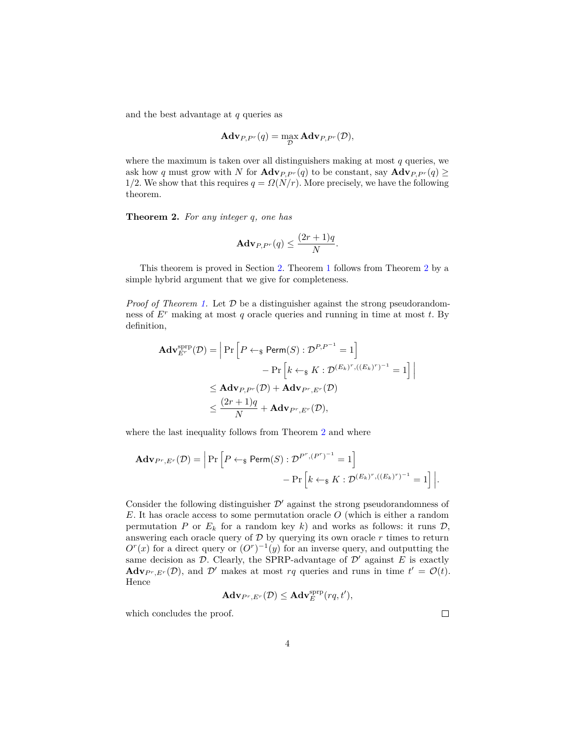and the best advantage at $q$ queries as

$$\mathbf{Adv}_{P,P^r}(q) = \max_{\mathcal{D}} \mathbf{Adv}_{P,P^r}(\mathcal{D}),$$

where the maximum is taken over all distinguishers making at most $q$ queries, we ask how $q$ must grow with $N$ for $\mathbf{Adv}_{P,P^r}(q)$ to be constant, say $\mathbf{Adv}_{P,P^r}(q) \geq 1/2$. We show that this requires $q = \Omega(N/r)$. More precisely, we have the following theorem.

**Theorem 2.** *For any integer $q$, one has*

$$\mathbf{Adv}_{P,P^r}(q) \leq \frac{(2r+1)q}{N}.$$

This theorem is proved in Section 2. Theorem 1 follows from Theorem 2 by a simple hybrid argument that we give for completeness.

*Proof of Theorem 1.* Let $\mathcal{D}$ be a distinguisher against the strong pseudorandomness of $E^r$ making at most $q$ oracle queries and running in time at most $t$. By definition,

$$\begin{aligned}
\mathbf{Adv}^{\text{sprp}}_{E^r}(\mathcal{D}) &= \Big| \Pr\Big[P \leftarrow_\$ \mathsf{Perm}(S) : \mathcal{D}^{P,P^{-1}} = 1\Big] \\
&\qquad\qquad - \Pr\Big[k \leftarrow_\$ K : \mathcal{D}^{(E_k)^r,((E_k)^r)^{-1}} = 1\Big] \Big| \\
&\leq \mathbf{Adv}_{P,P^r}(\mathcal{D}) + \mathbf{Adv}_{P^r,E^r}(\mathcal{D}) \\
&\leq \frac{(2r+1)q}{N} + \mathbf{Adv}_{P^r,E^r}(\mathcal{D}),
\end{aligned}$$

where the last inequality follows from Theorem 2 and where

$$\begin{aligned}
\mathbf{Adv}_{P^r,E^r}(\mathcal{D}) = \Big| \Pr\Big[P \leftarrow_\$ \mathsf{Perm}(S) : \mathcal{D}^{P^r,(P^r)^{-1}} = 1\Big] \\
- \Pr\Big[k \leftarrow_\$ K : \mathcal{D}^{(E_k)^r,((E_k)^r)^{-1}} = 1\Big] \Big|.
\end{aligned}$$

Consider the following distinguisher $\mathcal{D}'$ against the strong pseudorandomness of $E$. It has oracle access to some permutation oracle $O$ (which is either a random permutation $P$ or $E_k$ for a random key $k$) and works as follows: it runs $\mathcal{D}$, answering each oracle query of $\mathcal{D}$ by querying its own oracle $r$ times to return $O^r(x)$ for a direct query or $(O^r)^{-1}(y)$ for an inverse query, and outputting the same decision as $\mathcal{D}$. Clearly, the SPRP-advantage of $\mathcal{D}'$ against $E$ is exactly $\mathbf{Adv}_{P^r,E^r}(\mathcal{D})$, and $\mathcal{D}'$ makes at most $rq$ queries and runs in time $t' = \mathcal{O}(t)$. Hence

$$\mathbf{Adv}_{P^r,E^r}(\mathcal{D}) \leq \mathbf{Adv}^{\text{sprp}}_{E}(rq, t'),$$

which concludes the proof. $\square$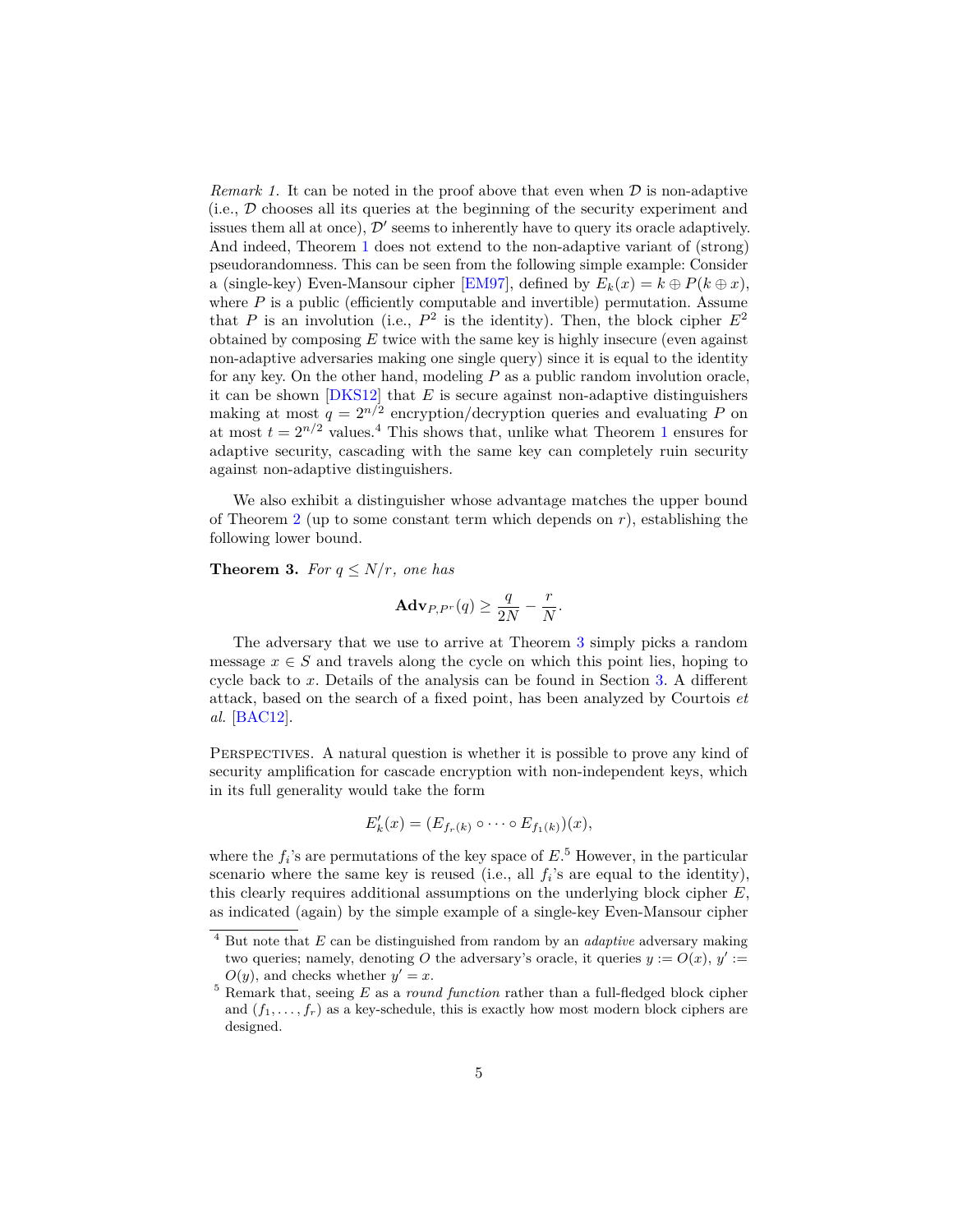*Remark 1.* It can be noted in the proof above that even when $\mathcal{D}$ is non-adaptive (i.e., $\mathcal{D}$ chooses all its queries at the beginning of the security experiment and issues them all at once), $\mathcal{D}'$ seems to inherently have to query its oracle adaptively. And indeed, Theorem 1 does not extend to the non-adaptive variant of (strong) pseudorandomness. This can be seen from the following simple example: Consider a (single-key) Even-Mansour cipher [EM97], defined by $E_k(x) = k \oplus P(k \oplus x)$, where $P$ is a public (efficiently computable and invertible) permutation. Assume that $P$ is an involution (i.e., $P^2$ is the identity). Then, the block cipher $E^2$ obtained by composing $E$ twice with the same key is highly insecure (even against non-adaptive adversaries making one single query) since it is equal to the identity for any key. On the other hand, modeling $P$ as a public random involution oracle, it can be shown [DKS12] that $E$ is secure against non-adaptive distinguishers making at most $q = 2^{n/2}$ encryption/decryption queries and evaluating $P$ on at most $t = 2^{n/2}$ values.[4] This shows that, unlike what Theorem 1 ensures for adaptive security, cascading with the same key can completely ruin security against non-adaptive distinguishers.

We also exhibit a distinguisher whose advantage matches the upper bound of Theorem 2 (up to some constant term which depends on $r$), establishing the following lower bound.

**Theorem 3.** *For $q \leq N/r$, one has*

$$\mathbf{Adv}_{P,P^r}(q) \geq \frac{q}{2N} - \frac{r}{N}.$$

The adversary that we use to arrive at Theorem 3 simply picks a random message $x \in S$ and travels along the cycle on which this point lies, hoping to cycle back to $x$. Details of the analysis can be found in Section 3. A different attack, based on the search of a fixed point, has been analyzed by Courtois *et al.* [BAC12].

Perspectives. A natural question is whether it is possible to prove any kind of security amplification for cascade encryption with non-independent keys, which in its full generality would take the form

$$E'_k(x) = (E_{f_r(k)} \circ \cdots \circ E_{f_1(k)})(x),$$

where the $f_i$'s are permutations of the key space of $E$.[5] However, in the particular scenario where the same key is reused (i.e., all $f_i$'s are equal to the identity), this clearly requires additional assumptions on the underlying block cipher $E$, as indicated (again) by the simple example of a single-key Even-Mansour cipher

---

[4] But note that $E$ can be distinguished from random by an *adaptive* adversary making two queries; namely, denoting $O$ the adversary's oracle, it queries $y := O(x)$, $y' := O(y)$, and checks whether $y' = x$.

[5] Remark that, seeing $E$ as a *round function* rather than a full-fledged block cipher and $(f_1, \ldots, f_r)$ as a key-schedule, this is exactly how most modern block ciphers are designed.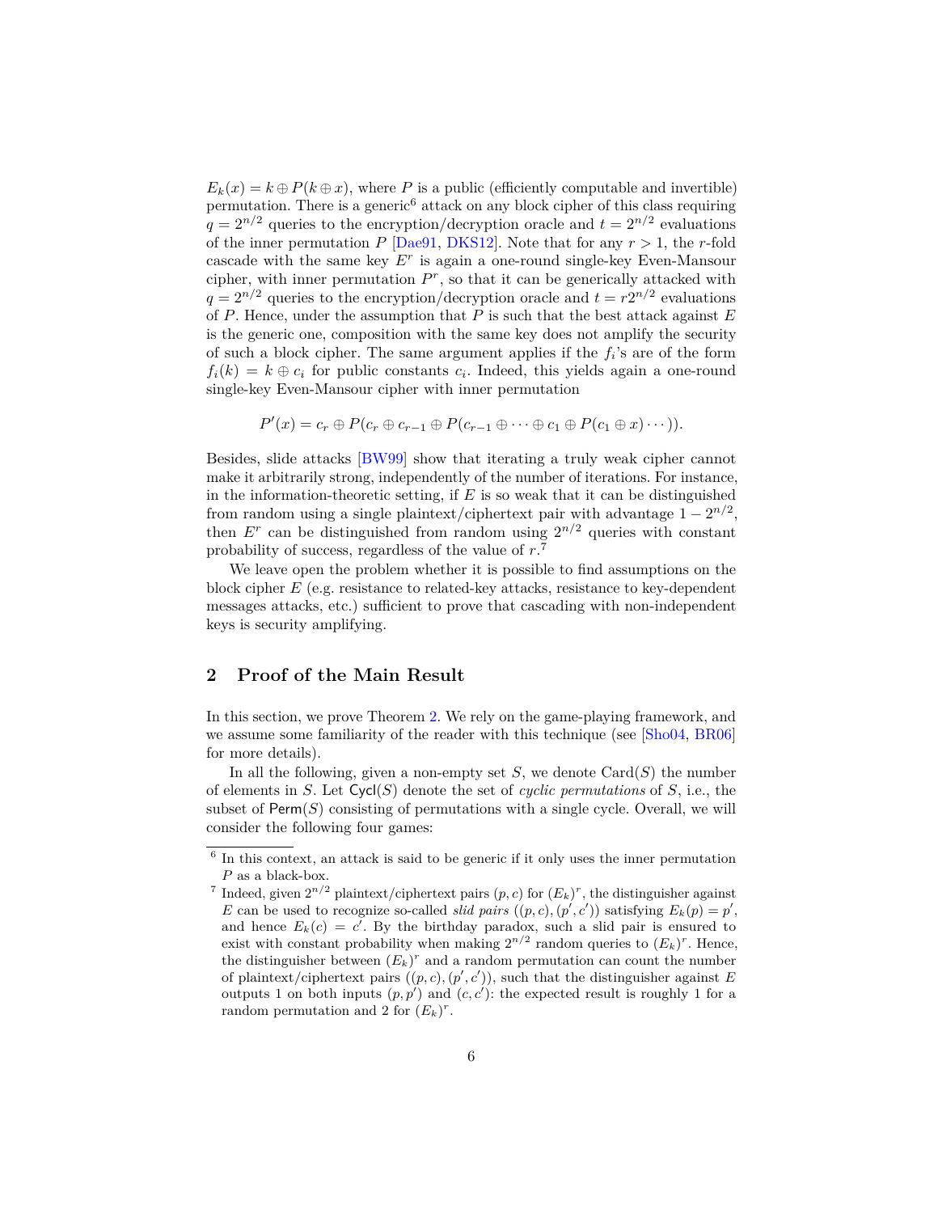$E_k(x) = k \oplus P(k \oplus x)$, where $P$ is a public (efficiently computable and invertible) permutation. There is a generic[6] attack on any block cipher of this class requiring $q = 2^{n/2}$ queries to the encryption/decryption oracle and $t = 2^{n/2}$ evaluations of the inner permutation $P$ [Dae91, DKS12]. Note that for any $r > 1$, the $r$-fold cascade with the same key $E^r$ is again a one-round single-key Even-Mansour cipher, with inner permutation $P^r$, so that it can be generically attacked with $q = 2^{n/2}$ queries to the encryption/decryption oracle and $t = r2^{n/2}$ evaluations of $P$. Hence, under the assumption that $P$ is such that the best attack against $E$ is the generic one, composition with the same key does not amplify the security of such a block cipher. The same argument applies if the $f_i$'s are of the form $f_i(k) = k \oplus c_i$ for public constants $c_i$. Indeed, this yields again a one-round single-key Even-Mansour cipher with inner permutation

$$P'(x) = c_r \oplus P(c_r \oplus c_{r-1} \oplus P(c_{r-1} \oplus \cdots \oplus c_1 \oplus P(c_1 \oplus x) \cdots)).$$

Besides, slide attacks [BW99] show that iterating a truly weak cipher cannot make it arbitrarily strong, independently of the number of iterations. For instance, in the information-theoretic setting, if $E$ is so weak that it can be distinguished from random using a single plaintext/ciphertext pair with advantage $1 - 2^{n/2}$, then $E^r$ can be distinguished from random using $2^{n/2}$ queries with constant probability of success, regardless of the value of $r$.[7]

We leave open the problem whether it is possible to find assumptions on the block cipher $E$ (e.g. resistance to related-key attacks, resistance to key-dependent messages attacks, etc.) sufficient to prove that cascading with non-independent keys is security amplifying.

## 2 Proof of the Main Result

In this section, we prove Theorem 2. We rely on the game-playing framework, and we assume some familiarity of the reader with this technique (see [Sho04, BR06] for more details).

In all the following, given a non-empty set $S$, we denote $\mathrm{Card}(S)$ the number of elements in $S$. Let $\mathsf{Cycl}(S)$ denote the set of *cyclic permutations* of $S$, i.e., the subset of $\mathsf{Perm}(S)$ consisting of permutations with a single cycle. Overall, we will consider the following four games:

---

[6] In this context, an attack is said to be generic if it only uses the inner permutation $P$ as a black-box.

[7] Indeed, given $2^{n/2}$ plaintext/ciphertext pairs $(p, c)$ for $(E_k)^r$, the distinguisher against $E$ can be used to recognize so-called *slid pairs* $((p, c), (p', c'))$ satisfying $E_k(p) = p'$, and hence $E_k(c) = c'$. By the birthday paradox, such a slid pair is ensured to exist with constant probability when making $2^{n/2}$ random queries to $(E_k)^r$. Hence, the distinguisher between $(E_k)^r$ and a random permutation can count the number of plaintext/ciphertext pairs $((p, c), (p', c'))$, such that the distinguisher against $E$ outputs 1 on both inputs $(p, p')$ and $(c, c')$: the expected result is roughly 1 for a random permutation and 2 for $(E_k)^r$.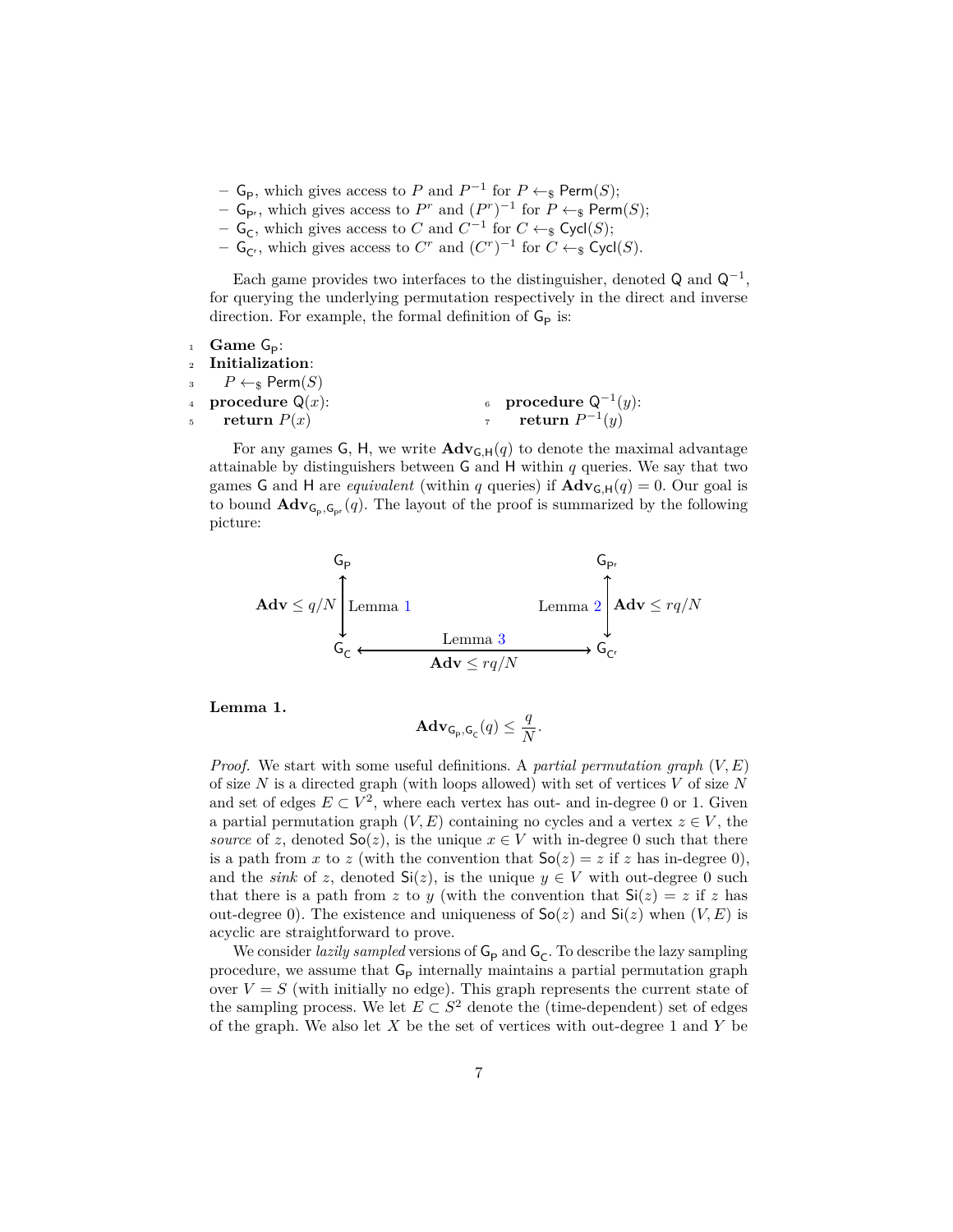- $\mathsf{G}_{\mathsf{P}}$, which gives access to $P$ and $P^{-1}$ for $P \leftarrow_{\$} \mathsf{Perm}(S)$;
- $\mathsf{G}_{\mathsf{P}^r}$, which gives access to $P^r$ and $(P^r)^{-1}$ for $P \leftarrow_{\$} \mathsf{Perm}(S)$;
- $\mathsf{G}_{\mathsf{C}}$, which gives access to $C$ and $C^{-1}$ for $C \leftarrow_{\$} \mathsf{Cycl}(S)$;
- $\mathsf{G}_{\mathsf{C}^r}$, which gives access to $C^r$ and $(C^r)^{-1}$ for $C \leftarrow_{\$} \mathsf{Cycl}(S)$.

Each game provides two interfaces to the distinguisher, denoted $\mathsf{Q}$ and $\mathsf{Q}^{-1}$, for querying the underlying permutation respectively in the direct and inverse direction. For example, the formal definition of $\mathsf{G}_{\mathsf{P}}$ is:

```
1  Game G_P:
2  Initialization:
3    P ←$ Perm(S)
4  procedure Q(x):            6  procedure Q^{-1}(y):
5    return P(x)              7    return P^{-1}(y)
```

For any games $\mathsf{G}$, $\mathsf{H}$, we write $\mathbf{Adv}_{\mathsf{G},\mathsf{H}}(q)$ to denote the maximal advantage attainable by distinguishers between $\mathsf{G}$ and $\mathsf{H}$ within $q$ queries. We say that two games $\mathsf{G}$ and $\mathsf{H}$ are *equivalent* (within $q$ queries) if $\mathbf{Adv}_{\mathsf{G},\mathsf{H}}(q) = 0$. Our goal is to bound $\mathbf{Adv}_{\mathsf{G}_{\mathsf{P}},\mathsf{G}_{\mathsf{P}^r}}(q)$. The layout of the proof is summarized by the following picture:

$$
\begin{array}{ccc}
\mathsf{G}_{\mathsf{P}} & & \mathsf{G}_{\mathsf{P}^r} \\
\mathbf{Adv} \le q/N \updownarrow \text{Lemma 1} & & \text{Lemma 2} \updownarrow \mathbf{Adv} \le rq/N \\
\mathsf{G}_{\mathsf{C}} & \xleftrightarrow[\mathbf{Adv} \le rq/N]{\text{Lemma 3}} & \mathsf{G}_{\mathsf{C}^r}
\end{array}
$$

**Lemma 1.**

$$\mathbf{Adv}_{\mathsf{G}_{\mathsf{P}},\mathsf{G}_{\mathsf{C}}}(q) \le \frac{q}{N}.$$

*Proof.* We start with some useful definitions. A *partial permutation graph* $(V, E)$ of size $N$ is a directed graph (with loops allowed) with set of vertices $V$ of size $N$ and set of edges $E \subset V^2$, where each vertex has out- and in-degree 0 or 1. Given a partial permutation graph $(V, E)$ containing no cycles and a vertex $z \in V$, the *source* of $z$, denoted $\mathsf{So}(z)$, is the unique $x \in V$ with in-degree 0 such that there is a path from $x$ to $z$ (with the convention that $\mathsf{So}(z) = z$ if $z$ has in-degree 0), and the *sink* of $z$, denoted $\mathsf{Si}(z)$, is the unique $y \in V$ with out-degree 0 such that there is a path from $z$ to $y$ (with the convention that $\mathsf{Si}(z) = z$ if $z$ has out-degree 0). The existence and uniqueness of $\mathsf{So}(z)$ and $\mathsf{Si}(z)$ when $(V, E)$ is acyclic are straightforward to prove.

We consider *lazily sampled* versions of $\mathsf{G}_{\mathsf{P}}$ and $\mathsf{G}_{\mathsf{C}}$. To describe the lazy sampling procedure, we assume that $\mathsf{G}_{\mathsf{P}}$ internally maintains a partial permutation graph over $V = S$ (with initially no edge). This graph represents the current state of the sampling process. We let $E \subset S^2$ denote the (time-dependent) set of edges of the graph. We also let $X$ be the set of vertices with out-degree 1 and $Y$ be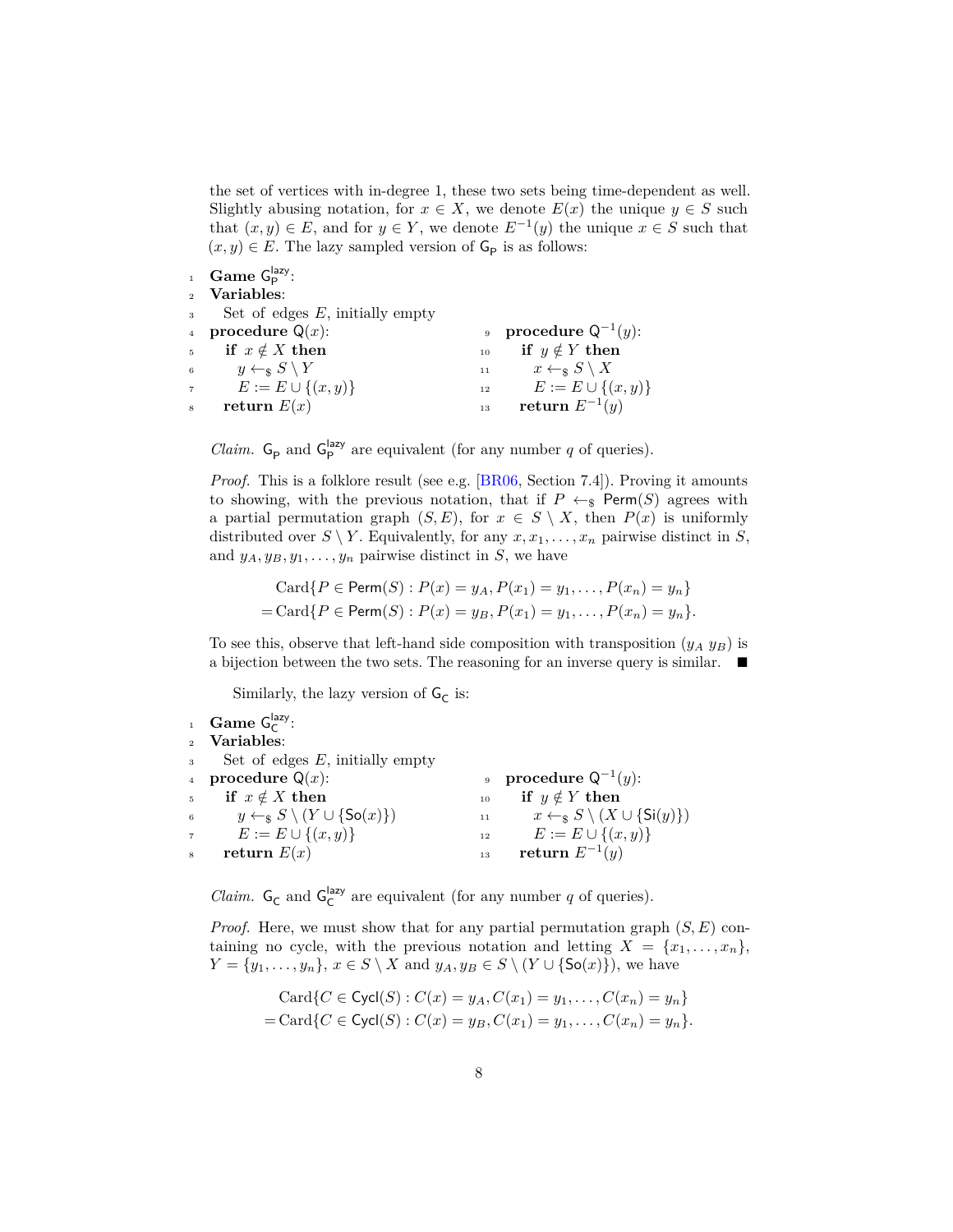the set of vertices with in-degree 1, these two sets being time-dependent as well. Slightly abusing notation, for $x \in X$, we denote $E(x)$ the unique $y \in S$ such that $(x, y) \in E$, and for $y \in Y$, we denote $E^{-1}(y)$ the unique $x \in S$ such that $(x, y) \in E$. The lazy sampled version of $\mathsf{G_P}$ is as follows:

```
1  Game G_P^lazy:
2  Variables:
3    Set of edges E, initially empty
4  procedure Q(x):                    9  procedure Q^{-1}(y):
5    if x ∉ X then                   10    if y ∉ Y then
6      y ←$ S \ Y                    11      x ←$ S \ X
7      E := E ∪ {(x, y)}             12      E := E ∪ {(x, y)}
8    return E(x)                     13    return E^{-1}(y)
```

*Claim.* $\mathsf{G_P}$ and $\mathsf{G_P^{lazy}}$ are equivalent (for any number $q$ of queries).

*Proof.* This is a folklore result (see e.g. [BR06, Section 7.4]). Proving it amounts to showing, with the previous notation, that if $P \leftarrow_\$ \mathsf{Perm}(S)$ agrees with a partial permutation graph $(S, E)$, for $x \in S \setminus X$, then $P(x)$ is uniformly distributed over $S \setminus Y$. Equivalently, for any $x, x_1, \ldots, x_n$ pairwise distinct in $S$, and $y_A, y_B, y_1, \ldots, y_n$ pairwise distinct in $S$, we have

$$
\begin{aligned}
&\mathrm{Card}\{P \in \mathsf{Perm}(S) : P(x) = y_A, P(x_1) = y_1, \ldots, P(x_n) = y_n\} \\
&= \mathrm{Card}\{P \in \mathsf{Perm}(S) : P(x) = y_B, P(x_1) = y_1, \ldots, P(x_n) = y_n\}.
\end{aligned}
$$

To see this, observe that left-hand side composition with transposition $(y_A\ y_B)$ is a bijection between the two sets. The reasoning for an inverse query is similar. ∎

Similarly, the lazy version of $\mathsf{G_C}$ is:

```
1  Game G_C^lazy:
2  Variables:
3    Set of edges E, initially empty
4  procedure Q(x):                    9  procedure Q^{-1}(y):
5    if x ∉ X then                   10    if y ∉ Y then
6      y ←$ S \ (Y ∪ {So(x)})        11      x ←$ S \ (X ∪ {Si(y)})
7      E := E ∪ {(x, y)}             12      E := E ∪ {(x, y)}
8    return E(x)                     13    return E^{-1}(y)
```

*Claim.* $\mathsf{G_C}$ and $\mathsf{G_C^{lazy}}$ are equivalent (for any number $q$ of queries).

*Proof.* Here, we must show that for any partial permutation graph $(S, E)$ containing no cycle, with the previous notation and letting $X = \{x_1, \ldots, x_n\}$, $Y = \{y_1, \ldots, y_n\}$, $x \in S \setminus X$ and $y_A, y_B \in S \setminus (Y \cup \{\mathsf{So}(x)\})$, we have

$$
\begin{aligned}
&\mathrm{Card}\{C \in \mathsf{Cycl}(S) : C(x) = y_A, C(x_1) = y_1, \ldots, C(x_n) = y_n\} \\
&= \mathrm{Card}\{C \in \mathsf{Cycl}(S) : C(x) = y_B, C(x_1) = y_1, \ldots, C(x_n) = y_n\}.
\end{aligned}
$$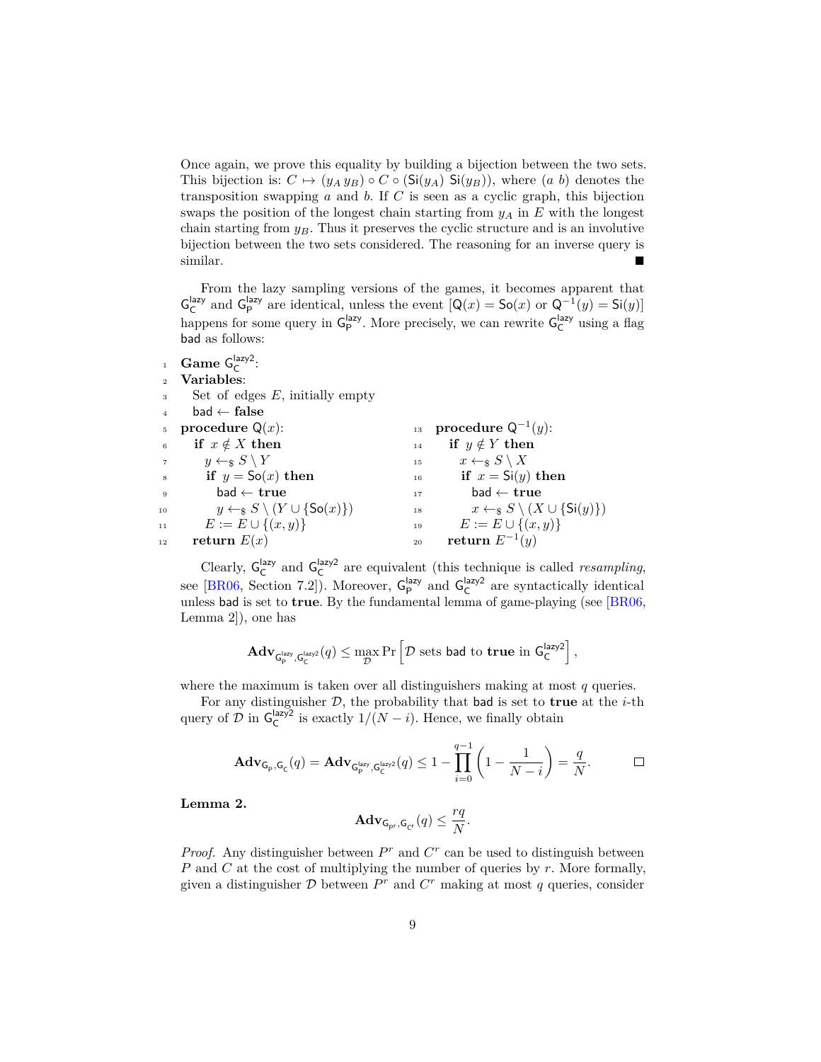Once again, we prove this equality by building a bijection between the two sets. This bijection is: $C \mapsto (y_A\, y_B) \circ C \circ (\mathsf{Si}(y_A)\ \mathsf{Si}(y_B))$, where $(a\ b)$ denotes the transposition swapping $a$ and $b$. If $C$ is seen as a cyclic graph, this bijection swaps the position of the longest chain starting from $y_A$ in $E$ with the longest chain starting from $y_B$. Thus it preserves the cyclic structure and is an involutive bijection between the two sets considered. The reasoning for an inverse query is similar. ∎

From the lazy sampling versions of the games, it becomes apparent that $\mathsf{G}_\mathsf{C}^{\mathsf{lazy}}$ and $\mathsf{G}_\mathsf{P}^{\mathsf{lazy}}$ are identical, unless the event $[\mathsf{Q}(x) = \mathsf{So}(x)$ or $\mathsf{Q}^{-1}(y) = \mathsf{Si}(y)]$ happens for some query in $\mathsf{G}_\mathsf{P}^{\mathsf{lazy}}$. More precisely, we can rewrite $\mathsf{G}_\mathsf{C}^{\mathsf{lazy}}$ using a flag bad as follows:

```
1  Game G_C^lazy2:
2  Variables:
3    Set of edges E, initially empty
4    bad ← false
5  procedure Q(x):                          13 procedure Q^{-1}(y):
6    if x ∉ X then                          14   if y ∉ Y then
7      y ←$ S \ Y                           15     x ←$ S \ X
8      if y = So(x) then                    16     if x = Si(y) then
9        bad ← true                         17       bad ← true
10       y ←$ S \ (Y ∪ {So(x)})             18       x ←$ S \ (X ∪ {Si(y)})
11     E := E ∪ {(x, y)}                    19     E := E ∪ {(x, y)}
12   return E(x)                            20   return E^{-1}(y)
```

Clearly, $\mathsf{G}_\mathsf{C}^{\mathsf{lazy}}$ and $\mathsf{G}_\mathsf{C}^{\mathsf{lazy2}}$ are equivalent (this technique is called *resampling*, see [BR06, Section 7.2]). Moreover, $\mathsf{G}_\mathsf{P}^{\mathsf{lazy}}$ and $\mathsf{G}_\mathsf{C}^{\mathsf{lazy2}}$ are syntactically identical unless bad is set to **true**. By the fundamental lemma of game-playing (see [BR06, Lemma 2]), one has

$$\mathbf{Adv}_{\mathsf{G}_\mathsf{P}^{\mathsf{lazy}},\mathsf{G}_\mathsf{C}^{\mathsf{lazy2}}}(q) \leq \max_{\mathcal{D}} \Pr\left[\mathcal{D} \text{ sets bad to } \mathbf{true} \text{ in } \mathsf{G}_\mathsf{C}^{\mathsf{lazy2}}\right],$$

where the maximum is taken over all distinguishers making at most $q$ queries.

For any distinguisher $\mathcal{D}$, the probability that bad is set to **true** at the $i$-th query of $\mathcal{D}$ in $\mathsf{G}_\mathsf{C}^{\mathsf{lazy2}}$ is exactly $1/(N-i)$. Hence, we finally obtain

$$\mathbf{Adv}_{\mathsf{G}_\mathsf{P},\mathsf{G}_\mathsf{C}}(q) = \mathbf{Adv}_{\mathsf{G}_\mathsf{P}^{\mathsf{lazy}},\mathsf{G}_\mathsf{C}^{\mathsf{lazy2}}}(q) \leq 1 - \prod_{i=0}^{q-1}\left(1 - \frac{1}{N-i}\right) = \frac{q}{N}. \qquad \square$$

**Lemma 2.**

$$\mathbf{Adv}_{\mathsf{G}_{\mathsf{P}^r},\mathsf{G}_{\mathsf{C}^r}}(q) \leq \frac{rq}{N}.$$

*Proof.* Any distinguisher between $P^r$ and $C^r$ can be used to distinguish between $P$ and $C$ at the cost of multiplying the number of queries by $r$. More formally, given a distinguisher $\mathcal{D}$ between $P^r$ and $C^r$ making at most $q$ queries, consider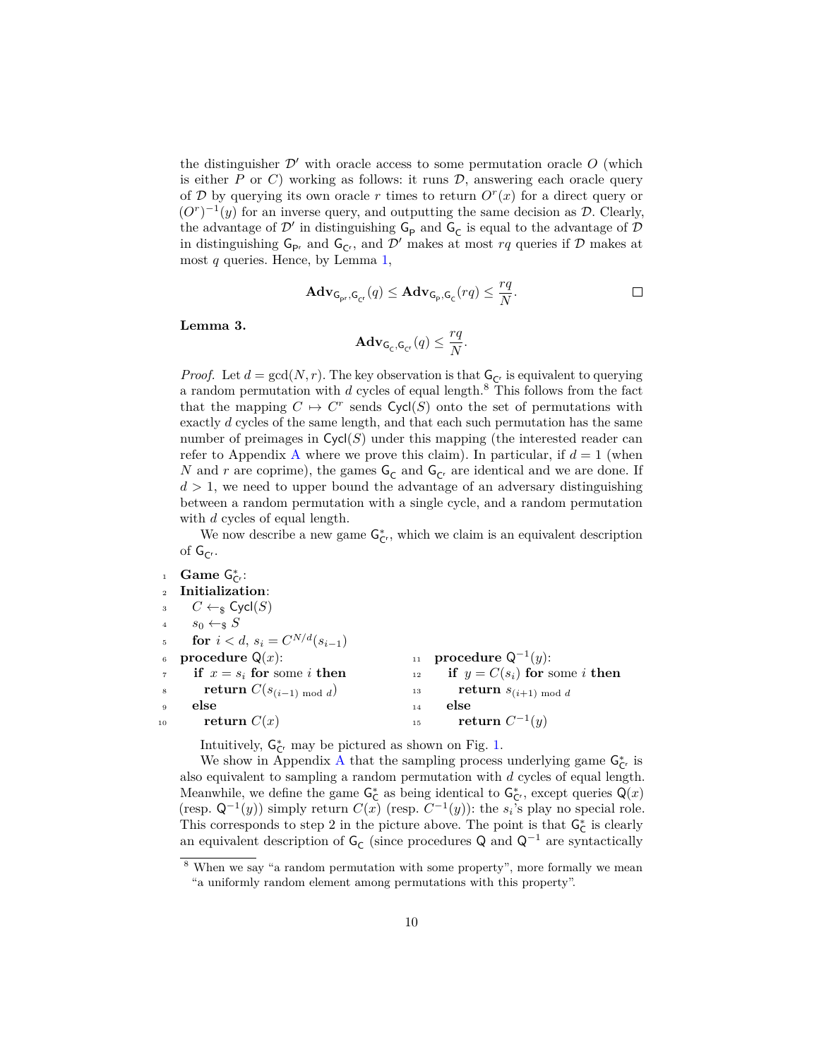the distinguisher $\mathcal{D}'$ with oracle access to some permutation oracle $O$ (which is either $P$ or $C$) working as follows: it runs $\mathcal{D}$, answering each oracle query of $\mathcal{D}$ by querying its own oracle $r$ times to return $O^r(x)$ for a direct query or $(O^r)^{-1}(y)$ for an inverse query, and outputting the same decision as $\mathcal{D}$. Clearly, the advantage of $\mathcal{D}'$ in distinguishing $\mathsf{G_P}$ and $\mathsf{G_C}$ is equal to the advantage of $\mathcal{D}$ in distinguishing $\mathsf{G_{P^r}}$ and $\mathsf{G_{C^r}}$, and $\mathcal{D}'$ makes at most $rq$ queries if $\mathcal{D}$ makes at most $q$ queries. Hence, by Lemma 1,

$$\mathbf{Adv}_{\mathsf{G_{P^r}},\mathsf{G_{C^r}}}(q) \leq \mathbf{Adv}_{\mathsf{G_P},\mathsf{G_C}}(rq) \leq \frac{rq}{N}.$$

□

**Lemma 3.**

$$\mathbf{Adv}_{\mathsf{G_C},\mathsf{G_{C^r}}}(q) \leq \frac{rq}{N}.$$

*Proof.* Let $d = \gcd(N, r)$. The key observation is that $\mathsf{G_{C^r}}$ is equivalent to querying a random permutation with $d$ cycles of equal length.[8] This follows from the fact that the mapping $C \mapsto C^r$ sends $\mathsf{Cycl}(S)$ onto the set of permutations with exactly $d$ cycles of the same length, and that each such permutation has the same number of preimages in $\mathsf{Cycl}(S)$ under this mapping (the interested reader can refer to Appendix A where we prove this claim). In particular, if $d = 1$ (when $N$ and $r$ are coprime), the games $\mathsf{G_C}$ and $\mathsf{G_{C^r}}$ are identical and we are done. If $d > 1$, we need to upper bound the advantage of an adversary distinguishing between a random permutation with a single cycle, and a random permutation with $d$ cycles of equal length.

We now describe a new game $\mathsf{G^*_{C^r}}$, which we claim is an equivalent description of $\mathsf{G_{C^r}}$.

```
1  Game G*_{C^r}:
2  Initialization:
3    C ←$ Cycl(S)
4    s_0 ←$ S
5    for i < d, s_i = C^{N/d}(s_{i-1})
6  procedure Q(x):
7    if x = s_i for some i then
8      return C(s_{(i-1) mod d})
9    else
10     return C(x)
11 procedure Q^{-1}(y):
12   if y = C(s_i) for some i then
13     return s_{(i+1) mod d}
14   else
15     return C^{-1}(y)
```

Intuitively, $\mathsf{G^*_{C^r}}$ may be pictured as shown on Fig. 1.

We show in Appendix A that the sampling process underlying game $\mathsf{G^*_{C^r}}$ is also equivalent to sampling a random permutation with $d$ cycles of equal length. Meanwhile, we define the game $\mathsf{G^*_C}$ as being identical to $\mathsf{G^*_{C^r}}$, except queries $\mathsf{Q}(x)$ (resp. $\mathsf{Q}^{-1}(y)$) simply return $C(x)$ (resp. $C^{-1}(y)$): the $s_i$'s play no special role. This corresponds to step 2 in the picture above. The point is that $\mathsf{G^*_C}$ is clearly an equivalent description of $\mathsf{G_C}$ (since procedures $\mathsf{Q}$ and $\mathsf{Q}^{-1}$ are syntactically

[8] When we say "a random permutation with some property", more formally we mean "a uniformly random element among permutations with this property".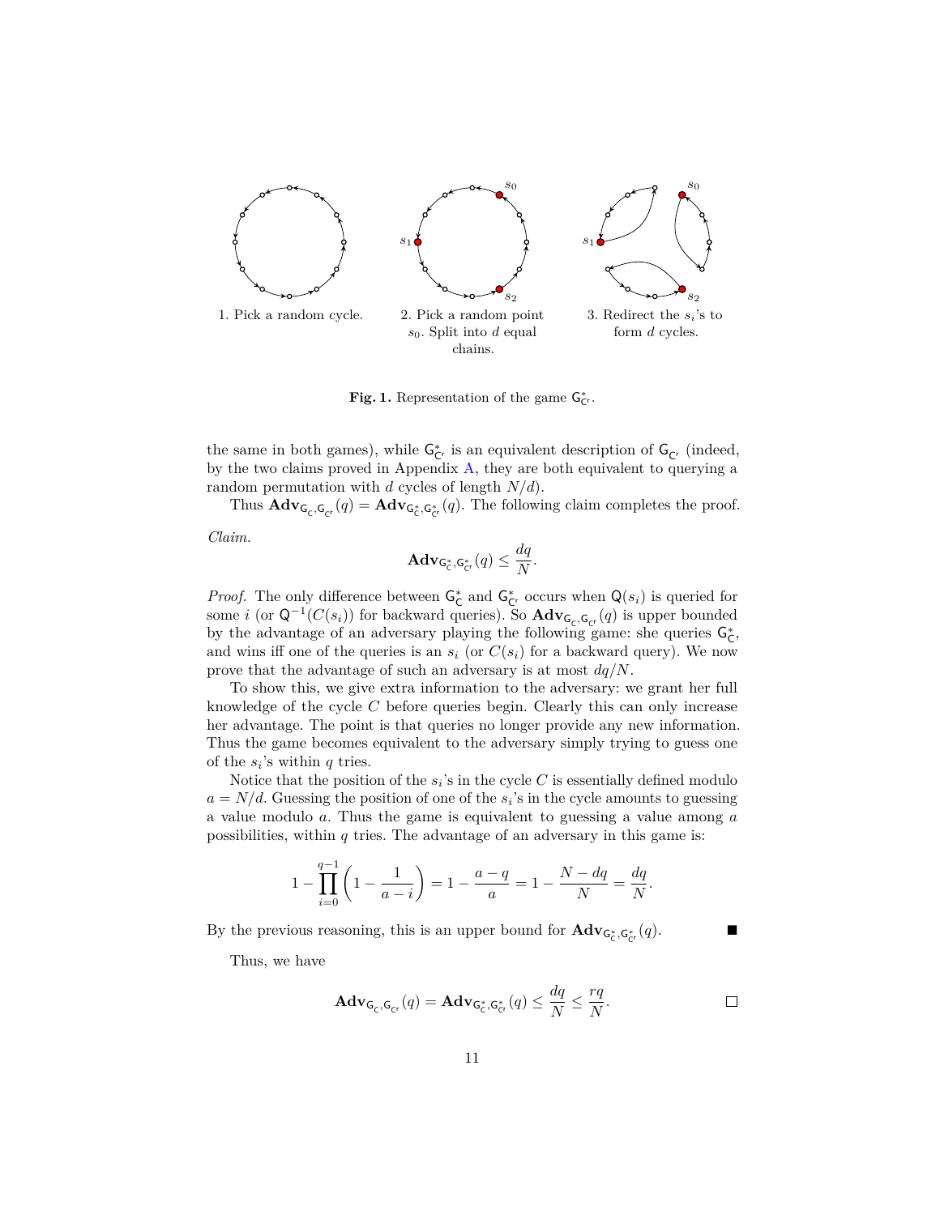1. Pick a random cycle.

2. Pick a random point $s_0$. Split into $d$ equal chains.

3. Redirect the $s_i$'s to form $d$ cycles.

**Fig. 1.** Representation of the game $\mathsf{G}^*_{\mathsf{C}^r}$.

the same in both games), while $\mathsf{G}^*_{\mathsf{C}^r}$ is an equivalent description of $\mathsf{G}_{\mathsf{C}^r}$ (indeed, by the two claims proved in Appendix A, they are both equivalent to querying a random permutation with $d$ cycles of length $N/d$).

Thus $\mathbf{Adv}_{\mathsf{G}_\mathsf{C},\mathsf{G}_{\mathsf{C}^r}}(q) = \mathbf{Adv}_{\mathsf{G}^*_\mathsf{C},\mathsf{G}^*_{\mathsf{C}^r}}(q)$. The following claim completes the proof.

*Claim.*

$$\mathbf{Adv}_{\mathsf{G}^*_\mathsf{C},\mathsf{G}^*_{\mathsf{C}^r}}(q) \le \frac{dq}{N}.$$

*Proof.* The only difference between $\mathsf{G}^*_\mathsf{C}$ and $\mathsf{G}^*_{\mathsf{C}^r}$ occurs when $\mathsf{Q}(s_i)$ is queried for some $i$ (or $\mathsf{Q}^{-1}(C(s_i))$ for backward queries). So $\mathbf{Adv}_{\mathsf{G}_\mathsf{C},\mathsf{G}_{\mathsf{C}^r}}(q)$ is upper bounded by the advantage of an adversary playing the following game: she queries $\mathsf{G}^*_\mathsf{C}$, and wins iff one of the queries is an $s_i$ (or $C(s_i)$ for a backward query). We now prove that the advantage of such an adversary is at most $dq/N$.

To show this, we give extra information to the adversary: we grant her full knowledge of the cycle $C$ before queries begin. Clearly this can only increase her advantage. The point is that queries no longer provide any new information. Thus the game becomes equivalent to the adversary simply trying to guess one of the $s_i$'s within $q$ tries.

Notice that the position of the $s_i$'s in the cycle $C$ is essentially defined modulo $a = N/d$. Guessing the position of one of the $s_i$'s in the cycle amounts to guessing a value modulo $a$. Thus the game is equivalent to guessing a value among $a$ possibilities, within $q$ tries. The advantage of an adversary in this game is:

$$1 - \prod_{i=0}^{q-1}\left(1 - \frac{1}{a-i}\right) = 1 - \frac{a-q}{a} = 1 - \frac{N-dq}{N} = \frac{dq}{N}.$$

By the previous reasoning, this is an upper bound for $\mathbf{Adv}_{\mathsf{G}^*_\mathsf{C},\mathsf{G}^*_{\mathsf{C}^r}}(q)$. ■

Thus, we have

$$\mathbf{Adv}_{\mathsf{G}_\mathsf{C},\mathsf{G}_{\mathsf{C}^r}}(q) = \mathbf{Adv}_{\mathsf{G}^*_\mathsf{C},\mathsf{G}^*_{\mathsf{C}^r}}(q) \le \frac{dq}{N} \le \frac{rq}{N}.$$ □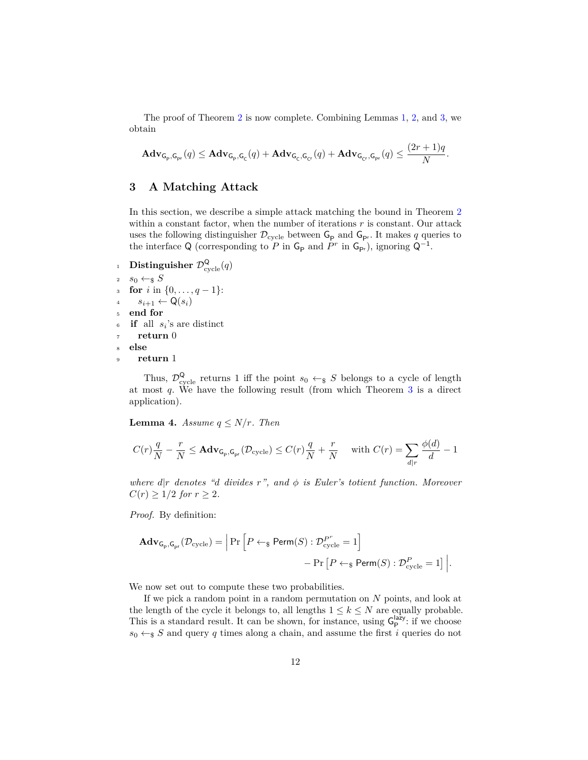The proof of Theorem 2 is now complete. Combining Lemmas 1, 2, and 3, we obtain

$$\mathbf{Adv}_{\mathsf{G_P},\mathsf{G_{P^r}}}(q) \le \mathbf{Adv}_{\mathsf{G_P},\mathsf{G_C}}(q) + \mathbf{Adv}_{\mathsf{G_C},\mathsf{G_{C^r}}}(q) + \mathbf{Adv}_{\mathsf{G_{C^r}},\mathsf{G_{P^r}}}(q) \le \frac{(2r+1)q}{N}.$$

## 3 A Matching Attack

In this section, we describe a simple attack matching the bound in Theorem 2 within a constant factor, when the number of iterations $r$ is constant. Our attack uses the following distinguisher $\mathcal{D}_{\text{cycle}}$ between $\mathsf{G_P}$ and $\mathsf{G_{P^r}}$. It makes $q$ queries to the interface $\mathsf{Q}$ (corresponding to $P$ in $\mathsf{G_P}$ and $P^r$ in $\mathsf{G_{P^r}}$), ignoring $\mathsf{Q}^{-1}$.

```
1  Distinguisher D_cycle^Q(q)
2  s_0 <-$ S
3  for i in {0, ..., q-1}:
4    s_{i+1} <- Q(s_i)
5  end for
6  if all s_i's are distinct
7    return 0
8  else
9    return 1
```

Thus, $\mathcal{D}^{\mathsf{Q}}_{\text{cycle}}$ returns 1 iff the point $s_0 \leftarrow_\$ S$ belongs to a cycle of length at most $q$. We have the following result (from which Theorem 3 is a direct application).

**Lemma 4.** *Assume $q \le N/r$. Then*

$$C(r)\frac{q}{N} - \frac{r}{N} \le \mathbf{Adv}_{\mathsf{G_P},\mathsf{G_{P^r}}}(\mathcal{D}_{\text{cycle}}) \le C(r)\frac{q}{N} + \frac{r}{N} \quad \text{with } C(r) = \sum_{d|r} \frac{\phi(d)}{d} - 1$$

*where $d|r$ denotes "$d$ divides $r$", and $\phi$ is Euler's totient function. Moreover $C(r) \ge 1/2$ for $r \ge 2$.*

*Proof.* By definition:

$$\mathbf{Adv}_{\mathsf{G_P},\mathsf{G_{P^r}}}(\mathcal{D}_{\text{cycle}}) = \Big| \Pr\left[P \leftarrow_\$ \mathsf{Perm}(S) : \mathcal{D}^{P^r}_{\text{cycle}} = 1\right] - \Pr\left[P \leftarrow_\$ \mathsf{Perm}(S) : \mathcal{D}^{P}_{\text{cycle}} = 1\right] \Big|.$$

We now set out to compute these two probabilities.

If we pick a random point in a random permutation on $N$ points, and look at the length of the cycle it belongs to, all lengths $1 \le k \le N$ are equally probable. This is a standard result. It can be shown, for instance, using $\mathsf{G}^{\mathsf{lazy}}_{\mathsf{P}}$: if we choose $s_0 \leftarrow_\$ S$ and query $q$ times along a chain, and assume the first $i$ queries do not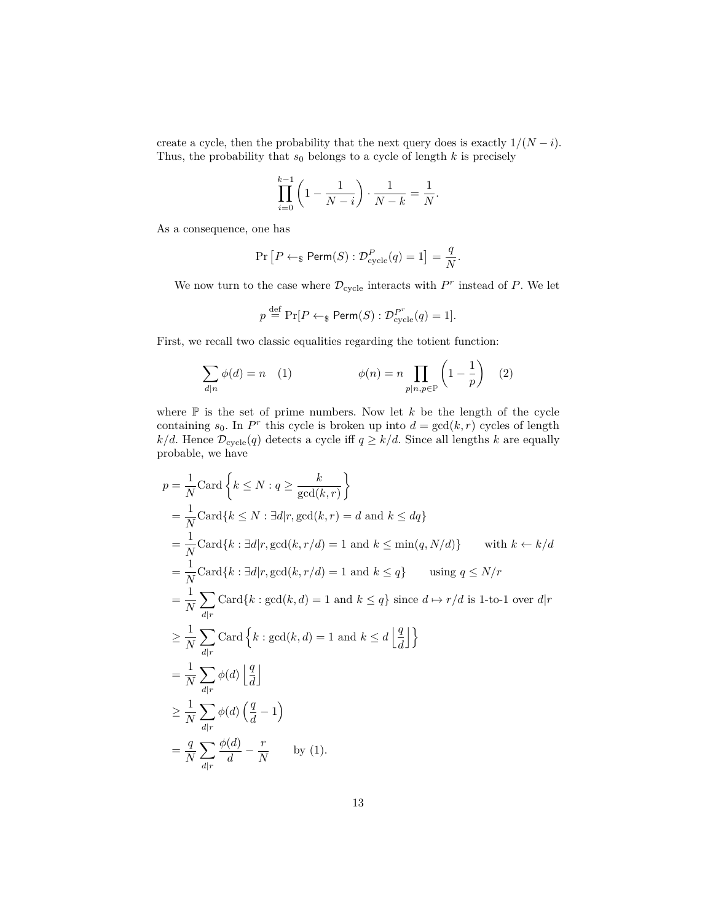create a cycle, then the probability that the next query does is exactly $1/(N-i)$. Thus, the probability that $s_0$ belongs to a cycle of length $k$ is precisely

$$\prod_{i=0}^{k-1}\left(1-\frac{1}{N-i}\right)\cdot\frac{1}{N-k}=\frac{1}{N}.$$

As a consequence, one has

$$\Pr\left[P \leftarrow_{\$} \mathsf{Perm}(S) : \mathcal{D}_{\text{cycle}}^{P}(q)=1\right]=\frac{q}{N}.$$

We now turn to the case where $\mathcal{D}_{\text{cycle}}$ interacts with $P^r$ instead of $P$. We let

$$p \stackrel{\text{def}}{=} \Pr[P \leftarrow_{\$} \mathsf{Perm}(S) : \mathcal{D}_{\text{cycle}}^{P^r}(q)=1].$$

First, we recall two classic equalities regarding the totient function:

$$\sum_{d|n}\phi(d)=n \quad (1) \qquad\qquad \phi(n)=n\prod_{p|n,p\in\mathbb{P}}\left(1-\frac{1}{p}\right) \quad (2)$$

where $\mathbb{P}$ is the set of prime numbers. Now let $k$ be the length of the cycle containing $s_0$. In $P^r$ this cycle is broken up into $d=\gcd(k,r)$ cycles of length $k/d$. Hence $\mathcal{D}_{\text{cycle}}(q)$ detects a cycle iff $q \geq k/d$. Since all lengths $k$ are equally probable, we have

$$\begin{aligned}
p &= \frac{1}{N}\text{Card}\left\{k \leq N : q \geq \frac{k}{\gcd(k,r)}\right\}\\
&= \frac{1}{N}\text{Card}\{k \leq N : \exists d|r, \gcd(k,r)=d \text{ and } k \leq dq\}\\
&= \frac{1}{N}\text{Card}\{k : \exists d|r, \gcd(k,r/d)=1 \text{ and } k \leq \min(q, N/d)\} \qquad \text{with } k \leftarrow k/d\\
&= \frac{1}{N}\text{Card}\{k : \exists d|r, \gcd(k,r/d)=1 \text{ and } k \leq q\} \qquad \text{using } q \leq N/r\\
&= \frac{1}{N}\sum_{d|r}\text{Card}\{k : \gcd(k,d)=1 \text{ and } k \leq q\} \text{ since } d \mapsto r/d \text{ is 1-to-1 over } d|r\\
&\geq \frac{1}{N}\sum_{d|r}\text{Card}\left\{k : \gcd(k,d)=1 \text{ and } k \leq d\left\lfloor\frac{q}{d}\right\rfloor\right\}\\
&= \frac{1}{N}\sum_{d|r}\phi(d)\left\lfloor\frac{q}{d}\right\rfloor\\
&\geq \frac{1}{N}\sum_{d|r}\phi(d)\left(\frac{q}{d}-1\right)\\
&= \frac{q}{N}\sum_{d|r}\frac{\phi(d)}{d}-\frac{r}{N} \qquad \text{by (1).}
\end{aligned}$$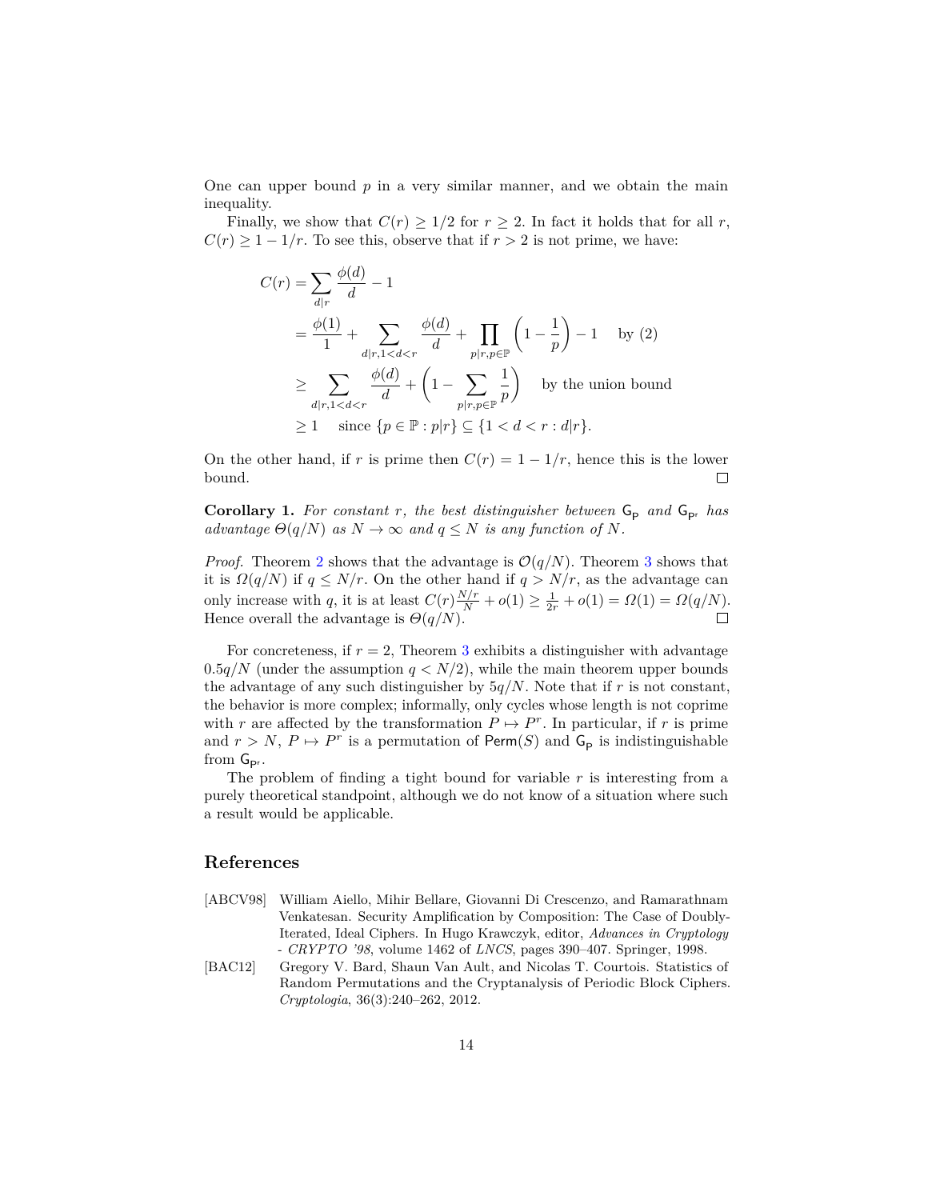One can upper bound $p$ in a very similar manner, and we obtain the main inequality.

Finally, we show that $C(r) \geq 1/2$ for $r \geq 2$. In fact it holds that for all $r$, $C(r) \geq 1 - 1/r$. To see this, observe that if $r > 2$ is not prime, we have:

$$
\begin{aligned}
C(r) &= \sum_{d|r} \frac{\phi(d)}{d} - 1 \\
&= \frac{\phi(1)}{1} + \sum_{d|r, 1<d<r} \frac{\phi(d)}{d} + \prod_{p|r, p \in \mathbb{P}} \left(1 - \frac{1}{p}\right) - 1 \quad \text{by (2)} \\
&\geq \sum_{d|r, 1<d<r} \frac{\phi(d)}{d} + \left(1 - \sum_{p|r, p\in\mathbb{P}} \frac{1}{p}\right) \quad \text{by the union bound} \\
&\geq 1 \quad \text{since } \{p \in \mathbb{P} : p|r\} \subseteq \{1 < d < r : d|r\}.
\end{aligned}
$$

On the other hand, if $r$ is prime then $C(r) = 1 - 1/r$, hence this is the lower bound. □

**Corollary 1.** *For constant $r$, the best distinguisher between $\mathsf{G_P}$ and $\mathsf{G_{P^r}}$ has advantage $\Theta(q/N)$ as $N \to \infty$ and $q \leq N$ is any function of $N$.*

*Proof.* Theorem 2 shows that the advantage is $\mathcal{O}(q/N)$. Theorem 3 shows that it is $\Omega(q/N)$ if $q \leq N/r$. On the other hand if $q > N/r$, as the advantage can only increase with $q$, it is at least $C(r)\frac{N/r}{N} + o(1) \geq \frac{1}{2r} + o(1) = \Omega(1) = \Omega(q/N)$. Hence overall the advantage is $\Theta(q/N)$. □

For concreteness, if $r = 2$, Theorem 3 exhibits a distinguisher with advantage $0.5q/N$ (under the assumption $q < N/2$), while the main theorem upper bounds the advantage of any such distinguisher by $5q/N$. Note that if $r$ is not constant, the behavior is more complex; informally, only cycles whose length is not coprime with $r$ are affected by the transformation $P \mapsto P^r$. In particular, if $r$ is prime and $r > N$, $P \mapsto P^r$ is a permutation of $\mathsf{Perm}(S)$ and $\mathsf{G_P}$ is indistinguishable from $\mathsf{G_{P^r}}$.

The problem of finding a tight bound for variable $r$ is interesting from a purely theoretical standpoint, although we do not know of a situation where such a result would be applicable.

## References

[ABCV98] William Aiello, Mihir Bellare, Giovanni Di Crescenzo, and Ramarathnam Venkatesan. Security Amplification by Composition: The Case of Doubly-Iterated, Ideal Ciphers. In Hugo Krawczyk, editor, *Advances in Cryptology - CRYPTO '98*, volume 1462 of *LNCS*, pages 390–407. Springer, 1998.

[BAC12] Gregory V. Bard, Shaun Van Ault, and Nicolas T. Courtois. Statistics of Random Permutations and the Cryptanalysis of Periodic Block Ciphers. *Cryptologia*, 36(3):240–262, 2012.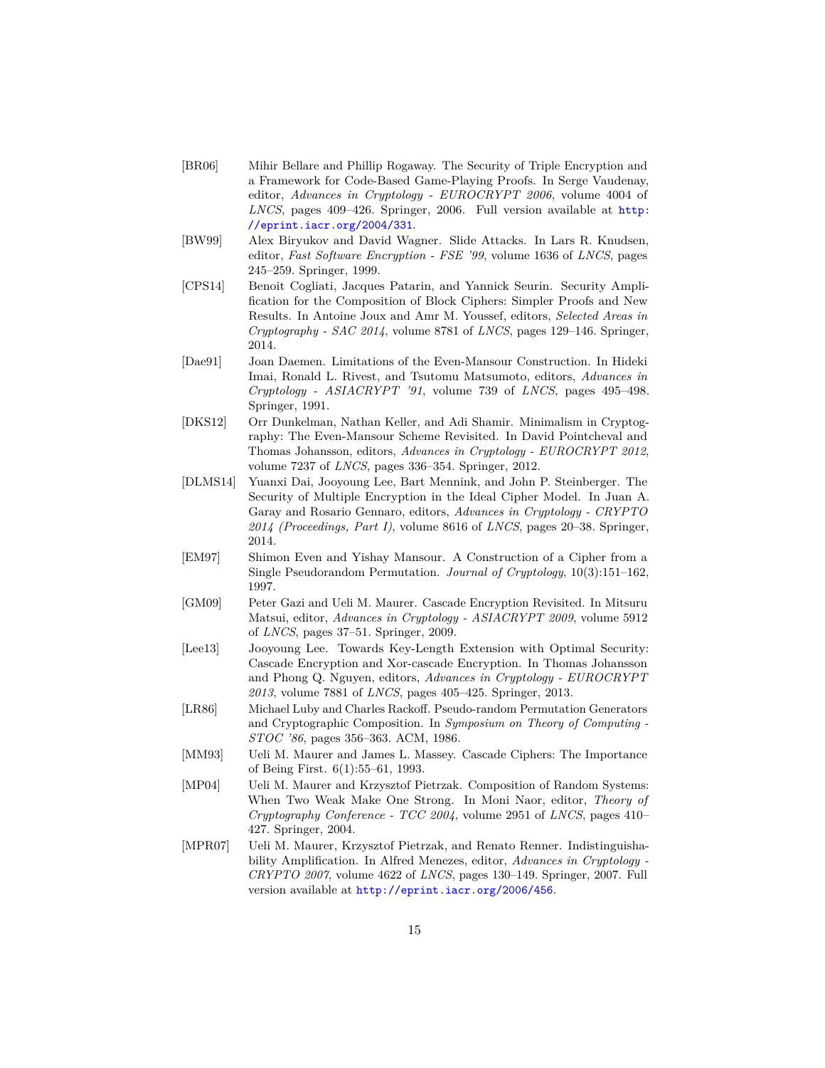[BR06] Mihir Bellare and Phillip Rogaway. The Security of Triple Encryption and a Framework for Code-Based Game-Playing Proofs. In Serge Vaudenay, editor, *Advances in Cryptology - EUROCRYPT 2006*, volume 4004 of *LNCS*, pages 409–426. Springer, 2006. Full version available at http://eprint.iacr.org/2004/331.

[BW99] Alex Biryukov and David Wagner. Slide Attacks. In Lars R. Knudsen, editor, *Fast Software Encryption - FSE '99*, volume 1636 of *LNCS*, pages 245–259. Springer, 1999.

[CPS14] Benoit Cogliati, Jacques Patarin, and Yannick Seurin. Security Amplification for the Composition of Block Ciphers: Simpler Proofs and New Results. In Antoine Joux and Amr M. Youssef, editors, *Selected Areas in Cryptography - SAC 2014*, volume 8781 of *LNCS*, pages 129–146. Springer, 2014.

[Dae91] Joan Daemen. Limitations of the Even-Mansour Construction. In Hideki Imai, Ronald L. Rivest, and Tsutomu Matsumoto, editors, *Advances in Cryptology - ASIACRYPT '91*, volume 739 of *LNCS*, pages 495–498. Springer, 1991.

[DKS12] Orr Dunkelman, Nathan Keller, and Adi Shamir. Minimalism in Cryptography: The Even-Mansour Scheme Revisited. In David Pointcheval and Thomas Johansson, editors, *Advances in Cryptology - EUROCRYPT 2012*, volume 7237 of *LNCS*, pages 336–354. Springer, 2012.

[DLMS14] Yuanxi Dai, Jooyoung Lee, Bart Mennink, and John P. Steinberger. The Security of Multiple Encryption in the Ideal Cipher Model. In Juan A. Garay and Rosario Gennaro, editors, *Advances in Cryptology - CRYPTO 2014 (Proceedings, Part I)*, volume 8616 of *LNCS*, pages 20–38. Springer, 2014.

[EM97] Shimon Even and Yishay Mansour. A Construction of a Cipher from a Single Pseudorandom Permutation. *Journal of Cryptology*, 10(3):151–162, 1997.

[GM09] Peter Gazi and Ueli M. Maurer. Cascade Encryption Revisited. In Mitsuru Matsui, editor, *Advances in Cryptology - ASIACRYPT 2009*, volume 5912 of *LNCS*, pages 37–51. Springer, 2009.

[Lee13] Jooyoung Lee. Towards Key-Length Extension with Optimal Security: Cascade Encryption and Xor-cascade Encryption. In Thomas Johansson and Phong Q. Nguyen, editors, *Advances in Cryptology - EUROCRYPT 2013*, volume 7881 of *LNCS*, pages 405–425. Springer, 2013.

[LR86] Michael Luby and Charles Rackoff. Pseudo-random Permutation Generators and Cryptographic Composition. In *Symposium on Theory of Computing - STOC '86*, pages 356–363. ACM, 1986.

[MM93] Ueli M. Maurer and James L. Massey. Cascade Ciphers: The Importance of Being First. 6(1):55–61, 1993.

[MP04] Ueli M. Maurer and Krzysztof Pietrzak. Composition of Random Systems: When Two Weak Make One Strong. In Moni Naor, editor, *Theory of Cryptography Conference - TCC 2004*, volume 2951 of *LNCS*, pages 410–427. Springer, 2004.

[MPR07] Ueli M. Maurer, Krzysztof Pietrzak, and Renato Renner. Indistinguishability Amplification. In Alfred Menezes, editor, *Advances in Cryptology - CRYPTO 2007*, volume 4622 of *LNCS*, pages 130–149. Springer, 2007. Full version available at http://eprint.iacr.org/2006/456.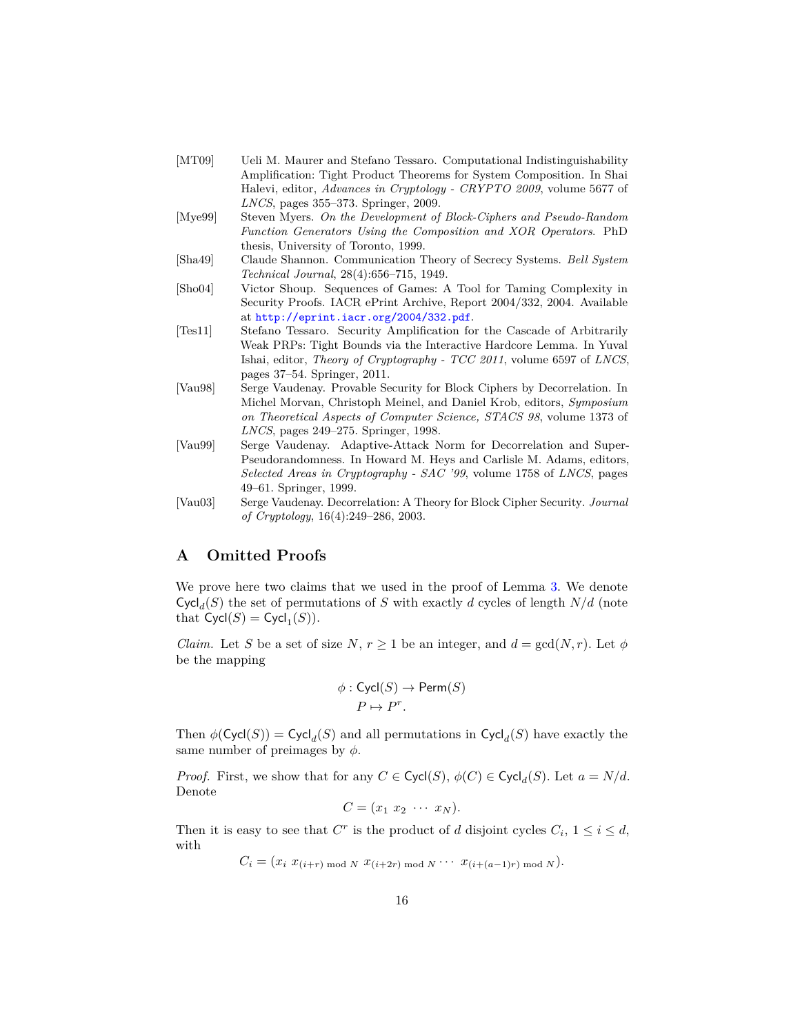[MT09] Ueli M. Maurer and Stefano Tessaro. Computational Indistinguishability Amplification: Tight Product Theorems for System Composition. In Shai Halevi, editor, *Advances in Cryptology - CRYPTO 2009*, volume 5677 of *LNCS*, pages 355–373. Springer, 2009.

[Mye99] Steven Myers. *On the Development of Block-Ciphers and Pseudo-Random Function Generators Using the Composition and XOR Operators*. PhD thesis, University of Toronto, 1999.

[Sha49] Claude Shannon. Communication Theory of Secrecy Systems. *Bell System Technical Journal*, 28(4):656–715, 1949.

[Sho04] Victor Shoup. Sequences of Games: A Tool for Taming Complexity in Security Proofs. IACR ePrint Archive, Report 2004/332, 2004. Available at http://eprint.iacr.org/2004/332.pdf.

[Tes11] Stefano Tessaro. Security Amplification for the Cascade of Arbitrarily Weak PRPs: Tight Bounds via the Interactive Hardcore Lemma. In Yuval Ishai, editor, *Theory of Cryptography - TCC 2011*, volume 6597 of *LNCS*, pages 37–54. Springer, 2011.

[Vau98] Serge Vaudenay. Provable Security for Block Ciphers by Decorrelation. In Michel Morvan, Christoph Meinel, and Daniel Krob, editors, *Symposium on Theoretical Aspects of Computer Science, STACS 98*, volume 1373 of *LNCS*, pages 249–275. Springer, 1998.

[Vau99] Serge Vaudenay. Adaptive-Attack Norm for Decorrelation and Super-Pseudorandomness. In Howard M. Heys and Carlisle M. Adams, editors, *Selected Areas in Cryptography - SAC '99*, volume 1758 of *LNCS*, pages 49–61. Springer, 1999.

[Vau03] Serge Vaudenay. Decorrelation: A Theory for Block Cipher Security. *Journal of Cryptology*, 16(4):249–286, 2003.

## A Omitted Proofs

We prove here two claims that we used in the proof of Lemma 3. We denote $\mathsf{Cycl}_d(S)$ the set of permutations of $S$ with exactly $d$ cycles of length $N/d$ (note that $\mathsf{Cycl}(S) = \mathsf{Cycl}_1(S)$).

*Claim.* Let $S$ be a set of size $N$, $r \geq 1$ be an integer, and $d = \gcd(N, r)$. Let $\phi$ be the mapping

$$\phi : \mathsf{Cycl}(S) \to \mathsf{Perm}(S)$$
$$P \mapsto P^r.$$

Then $\phi(\mathsf{Cycl}(S)) = \mathsf{Cycl}_d(S)$ and all permutations in $\mathsf{Cycl}_d(S)$ have exactly the same number of preimages by $\phi$.

*Proof.* First, we show that for any $C \in \mathsf{Cycl}(S)$, $\phi(C) \in \mathsf{Cycl}_d(S)$. Let $a = N/d$. Denote

$$C = (x_1 \ x_2 \ \cdots \ x_N).$$

Then it is easy to see that $C^r$ is the product of $d$ disjoint cycles $C_i$, $1 \leq i \leq d$, with

$$C_i = (x_i \ x_{(i+r) \bmod N} \ x_{(i+2r) \bmod N} \cdots \ x_{(i+(a-1)r) \bmod N}).$$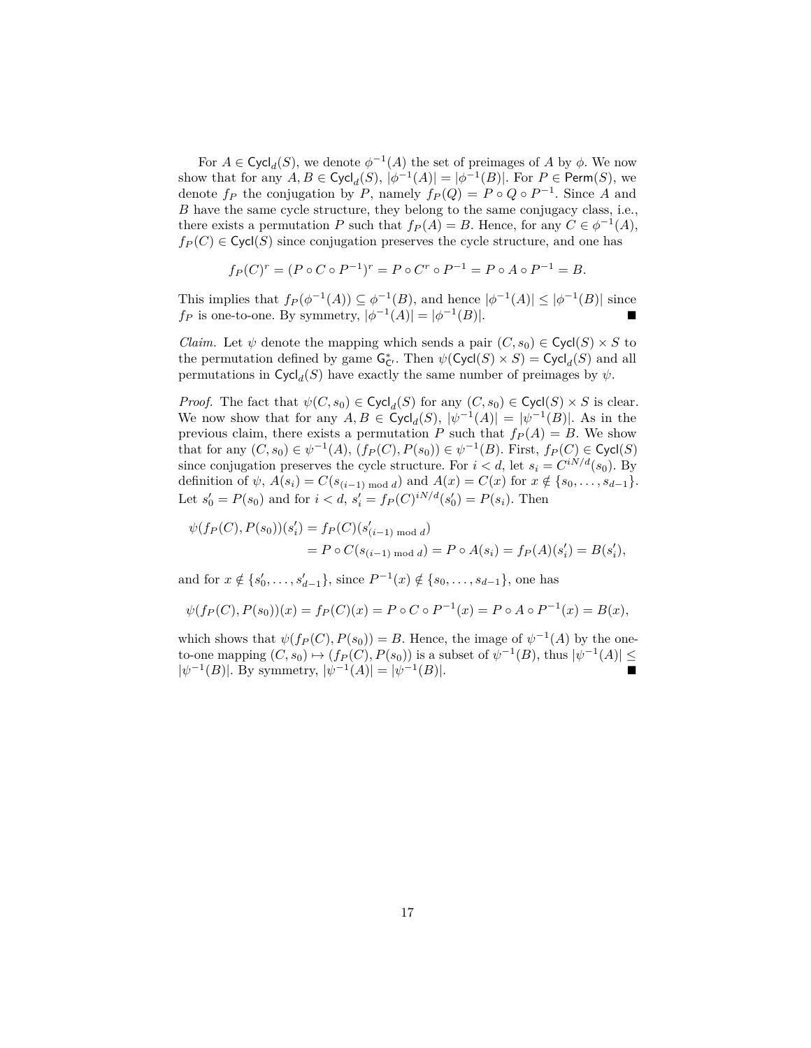For $A \in \mathsf{Cycl}_d(S)$, we denote $\phi^{-1}(A)$ the set of preimages of $A$ by $\phi$. We now show that for any $A, B \in \mathsf{Cycl}_d(S)$, $|\phi^{-1}(A)| = |\phi^{-1}(B)|$. For $P \in \mathsf{Perm}(S)$, we denote $f_P$ the conjugation by $P$, namely $f_P(Q) = P \circ Q \circ P^{-1}$. Since $A$ and $B$ have the same cycle structure, they belong to the same conjugacy class, i.e., there exists a permutation $P$ such that $f_P(A) = B$. Hence, for any $C \in \phi^{-1}(A)$, $f_P(C) \in \mathsf{Cycl}(S)$ since conjugation preserves the cycle structure, and one has

$$f_P(C)^r = (P \circ C \circ P^{-1})^r = P \circ C^r \circ P^{-1} = P \circ A \circ P^{-1} = B.$$

This implies that $f_P(\phi^{-1}(A)) \subseteq \phi^{-1}(B)$, and hence $|\phi^{-1}(A)| \leq |\phi^{-1}(B)|$ since $f_P$ is one-to-one. By symmetry, $|\phi^{-1}(A)| = |\phi^{-1}(B)|$. ■

*Claim.* Let $\psi$ denote the mapping which sends a pair $(C, s_0) \in \mathsf{Cycl}(S) \times S$ to the permutation defined by game $\mathsf{G}^*_{\mathsf{C}^r}$. Then $\psi(\mathsf{Cycl}(S) \times S) = \mathsf{Cycl}_d(S)$ and all permutations in $\mathsf{Cycl}_d(S)$ have exactly the same number of preimages by $\psi$.

*Proof.* The fact that $\psi(C, s_0) \in \mathsf{Cycl}_d(S)$ for any $(C, s_0) \in \mathsf{Cycl}(S) \times S$ is clear. We now show that for any $A, B \in \mathsf{Cycl}_d(S)$, $|\psi^{-1}(A)| = |\psi^{-1}(B)|$. As in the previous claim, there exists a permutation $P$ such that $f_P(A) = B$. We show that for any $(C, s_0) \in \psi^{-1}(A)$, $(f_P(C), P(s_0)) \in \psi^{-1}(B)$. First, $f_P(C) \in \mathsf{Cycl}(S)$ since conjugation preserves the cycle structure. For $i < d$, let $s_i = C^{iN/d}(s_0)$. By definition of $\psi$, $A(s_i) = C(s_{(i-1) \bmod d})$ and $A(x) = C(x)$ for $x \notin \{s_0, \ldots, s_{d-1}\}$. Let $s'_0 = P(s_0)$ and for $i < d$, $s'_i = f_P(C)^{iN/d}(s'_0) = P(s_i)$. Then

$$\begin{aligned}
\psi(f_P(C), P(s_0))(s'_i) &= f_P(C)(s'_{(i-1) \bmod d}) \\
&= P \circ C(s_{(i-1) \bmod d}) = P \circ A(s_i) = f_P(A)(s'_i) = B(s'_i),
\end{aligned}$$

and for $x \notin \{s'_0, \ldots, s'_{d-1}\}$, since $P^{-1}(x) \notin \{s_0, \ldots, s_{d-1}\}$, one has

$$\psi(f_P(C), P(s_0))(x) = f_P(C)(x) = P \circ C \circ P^{-1}(x) = P \circ A \circ P^{-1}(x) = B(x),$$

which shows that $\psi(f_P(C), P(s_0)) = B$. Hence, the image of $\psi^{-1}(A)$ by the one-to-one mapping $(C, s_0) \mapsto (f_P(C), P(s_0))$ is a subset of $\psi^{-1}(B)$, thus $|\psi^{-1}(A)| \leq |\psi^{-1}(B)|$. By symmetry, $|\psi^{-1}(A)| = |\psi^{-1}(B)|$. ■